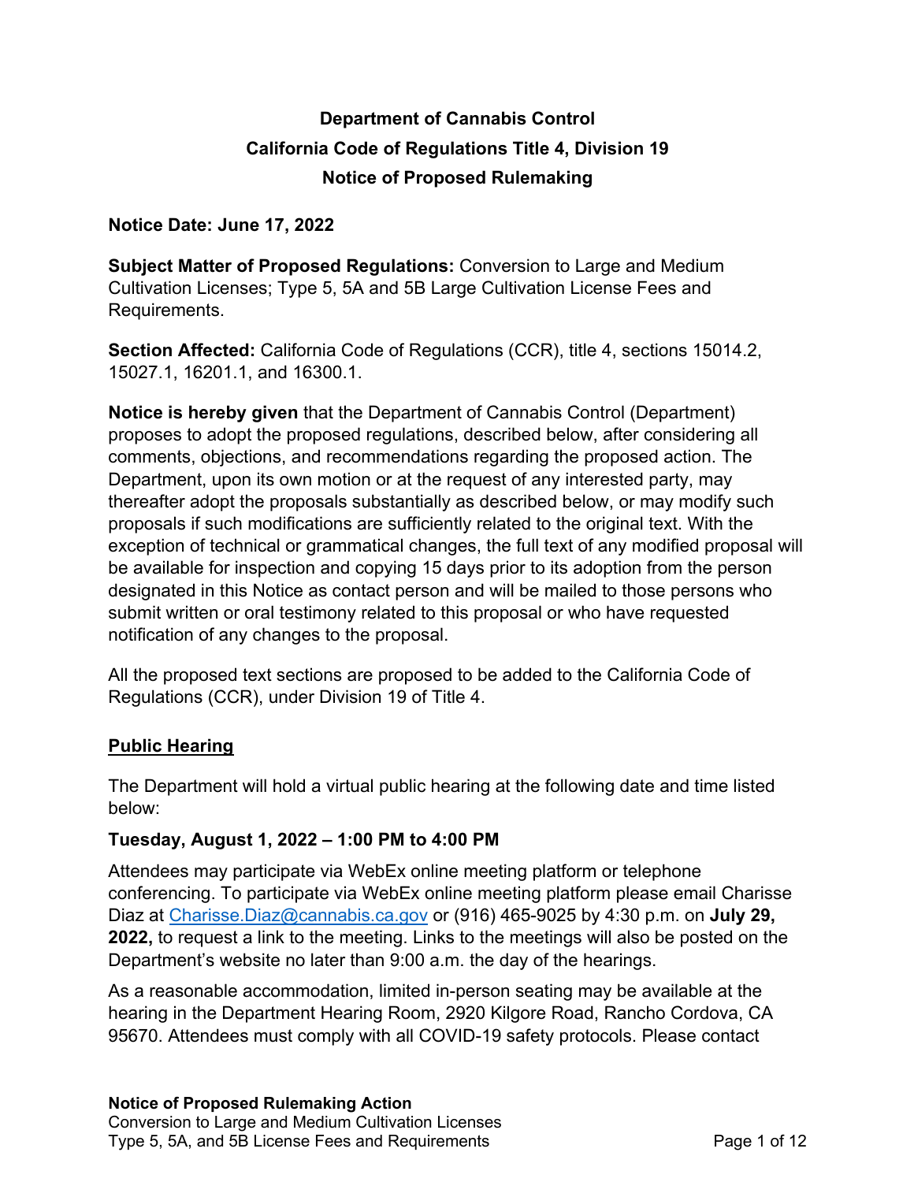# Department of Cannabis Control
## California Code of Regulations Title 4, Division 19
## Notice of Proposed Rulemaking

**Notice Date: June 17, 2022**

**Subject Matter of Proposed Regulations:** Conversion to Large and Medium Cultivation Licenses; Type 5, 5A and 5B Large Cultivation License Fees and Requirements.

**Section Affected:** California Code of Regulations (CCR), title 4, sections 15014.2, 15027.1, 16201.1, and 16300.1.

**Notice is hereby given** that the Department of Cannabis Control (Department) proposes to adopt the proposed regulations, described below, after considering all comments, objections, and recommendations regarding the proposed action. The Department, upon its own motion or at the request of any interested party, may thereafter adopt the proposals substantially as described below, or may modify such proposals if such modifications are sufficiently related to the original text. With the exception of technical or grammatical changes, the full text of any modified proposal will be available for inspection and copying 15 days prior to its adoption from the person designated in this Notice as contact person and will be mailed to those persons who submit written or oral testimony related to this proposal or who have requested notification of any changes to the proposal.

All the proposed text sections are proposed to be added to the California Code of Regulations (CCR), under Division 19 of Title 4.

### Public Hearing

The Department will hold a virtual public hearing at the following date and time listed below:

**Tuesday, August 1, 2022 – 1:00 PM to 4:00 PM**

Attendees may participate via WebEx online meeting platform or telephone conferencing. To participate via WebEx online meeting platform please email Charisse Diaz at Charisse.Diaz@cannabis.ca.gov or (916) 465-9025 by 4:30 p.m. on **July 29, 2022,** to request a link to the meeting. Links to the meetings will also be posted on the Department's website no later than 9:00 a.m. the day of the hearings.

As a reasonable accommodation, limited in-person seating may be available at the hearing in the Department Hearing Room, 2920 Kilgore Road, Rancho Cordova, CA 95670. Attendees must comply with all COVID-19 safety protocols. Please contact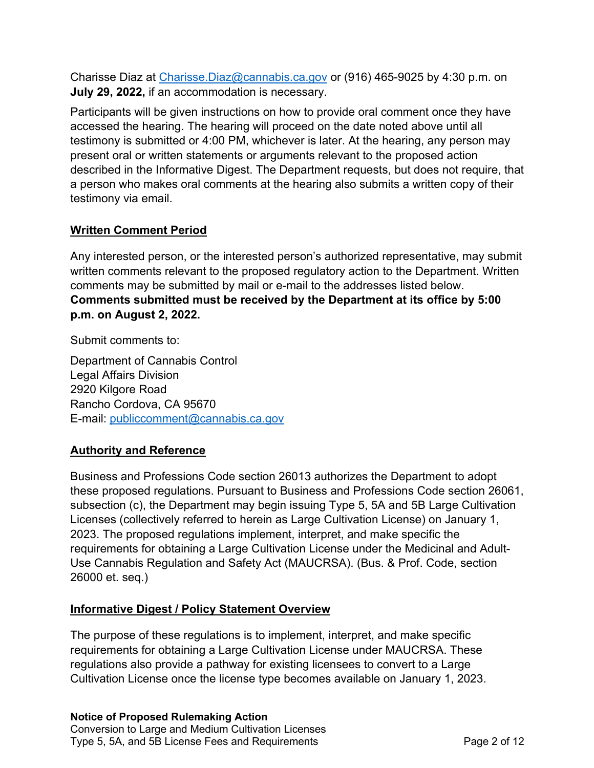Charisse Diaz at Charisse.Diaz@cannabis.ca.gov or (916) 465-9025 by 4:30 p.m. on **July 29, 2022,** if an accommodation is necessary.

Participants will be given instructions on how to provide oral comment once they have accessed the hearing. The hearing will proceed on the date noted above until all testimony is submitted or 4:00 PM, whichever is later. At the hearing, any person may present oral or written statements or arguments relevant to the proposed action described in the Informative Digest. The Department requests, but does not require, that a person who makes oral comments at the hearing also submits a written copy of their testimony via email.

## Written Comment Period

Any interested person, or the interested person's authorized representative, may submit written comments relevant to the proposed regulatory action to the Department. Written comments may be submitted by mail or e-mail to the addresses listed below. **Comments submitted must be received by the Department at its office by 5:00 p.m. on August 2, 2022.**

Submit comments to:

Department of Cannabis Control
Legal Affairs Division
2920 Kilgore Road
Rancho Cordova, CA 95670
E-mail: publiccomment@cannabis.ca.gov

## Authority and Reference

Business and Professions Code section 26013 authorizes the Department to adopt these proposed regulations. Pursuant to Business and Professions Code section 26061, subsection (c), the Department may begin issuing Type 5, 5A and 5B Large Cultivation Licenses (collectively referred to herein as Large Cultivation License) on January 1, 2023. The proposed regulations implement, interpret, and make specific the requirements for obtaining a Large Cultivation License under the Medicinal and Adult-Use Cannabis Regulation and Safety Act (MAUCRSA). (Bus. & Prof. Code, section 26000 et. seq.)

## Informative Digest / Policy Statement Overview

The purpose of these regulations is to implement, interpret, and make specific requirements for obtaining a Large Cultivation License under MAUCRSA. These regulations also provide a pathway for existing licensees to convert to a Large Cultivation License once the license type becomes available on January 1, 2023.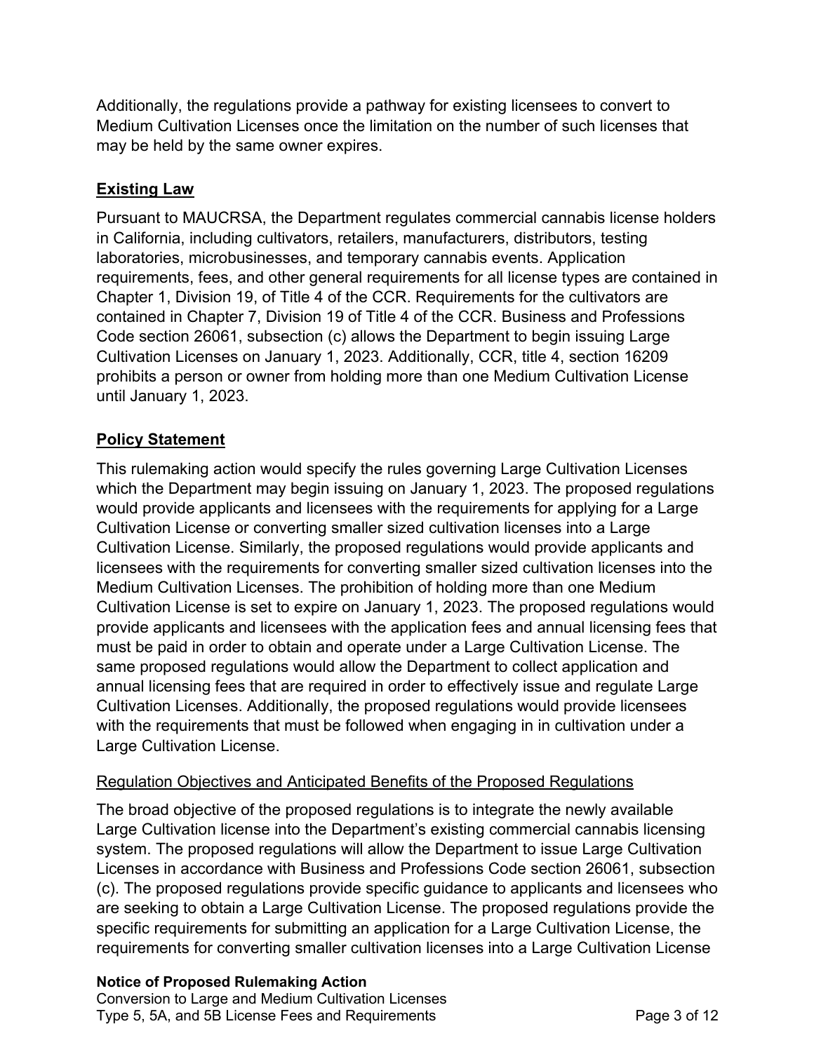Additionally, the regulations provide a pathway for existing licensees to convert to Medium Cultivation Licenses once the limitation on the number of such licenses that may be held by the same owner expires.

## **Existing Law**

Pursuant to MAUCRSA, the Department regulates commercial cannabis license holders in California, including cultivators, retailers, manufacturers, distributors, testing laboratories, microbusinesses, and temporary cannabis events. Application requirements, fees, and other general requirements for all license types are contained in Chapter 1, Division 19, of Title 4 of the CCR. Requirements for the cultivators are contained in Chapter 7, Division 19 of Title 4 of the CCR. Business and Professions Code section 26061, subsection (c) allows the Department to begin issuing Large Cultivation Licenses on January 1, 2023. Additionally, CCR, title 4, section 16209 prohibits a person or owner from holding more than one Medium Cultivation License until January 1, 2023.

## **Policy Statement**

This rulemaking action would specify the rules governing Large Cultivation Licenses which the Department may begin issuing on January 1, 2023. The proposed regulations would provide applicants and licensees with the requirements for applying for a Large Cultivation License or converting smaller sized cultivation licenses into a Large Cultivation License. Similarly, the proposed regulations would provide applicants and licensees with the requirements for converting smaller sized cultivation licenses into the Medium Cultivation Licenses. The prohibition of holding more than one Medium Cultivation License is set to expire on January 1, 2023. The proposed regulations would provide applicants and licensees with the application fees and annual licensing fees that must be paid in order to obtain and operate under a Large Cultivation License. The same proposed regulations would allow the Department to collect application and annual licensing fees that are required in order to effectively issue and regulate Large Cultivation Licenses. Additionally, the proposed regulations would provide licensees with the requirements that must be followed when engaging in in cultivation under a Large Cultivation License.

### Regulation Objectives and Anticipated Benefits of the Proposed Regulations

The broad objective of the proposed regulations is to integrate the newly available Large Cultivation license into the Department's existing commercial cannabis licensing system. The proposed regulations will allow the Department to issue Large Cultivation Licenses in accordance with Business and Professions Code section 26061, subsection (c). The proposed regulations provide specific guidance to applicants and licensees who are seeking to obtain a Large Cultivation License. The proposed regulations provide the specific requirements for submitting an application for a Large Cultivation License, the requirements for converting smaller cultivation licenses into a Large Cultivation License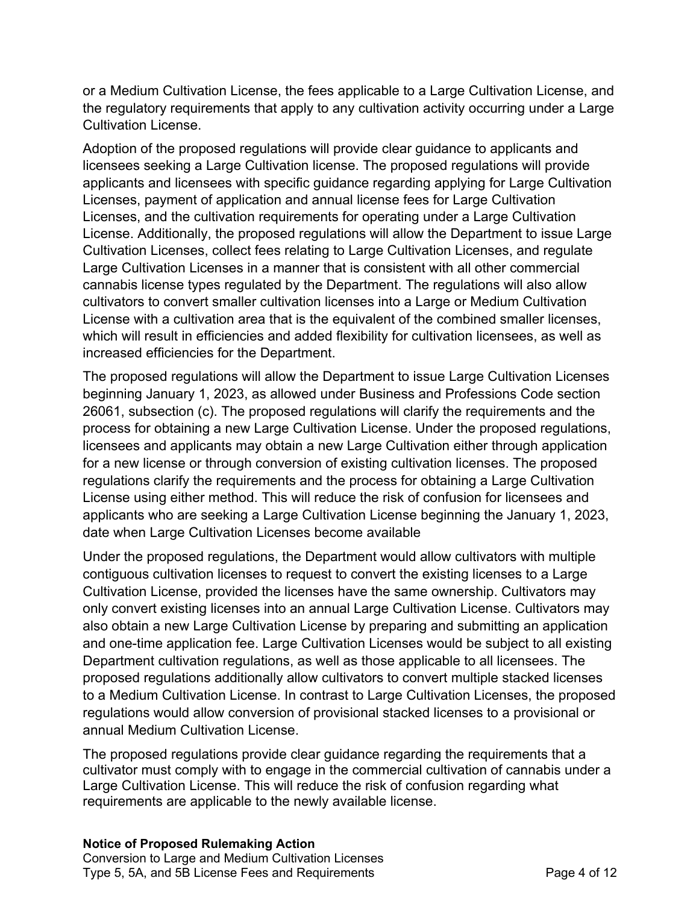or a Medium Cultivation License, the fees applicable to a Large Cultivation License, and the regulatory requirements that apply to any cultivation activity occurring under a Large Cultivation License.

Adoption of the proposed regulations will provide clear guidance to applicants and licensees seeking a Large Cultivation license. The proposed regulations will provide applicants and licensees with specific guidance regarding applying for Large Cultivation Licenses, payment of application and annual license fees for Large Cultivation Licenses, and the cultivation requirements for operating under a Large Cultivation License. Additionally, the proposed regulations will allow the Department to issue Large Cultivation Licenses, collect fees relating to Large Cultivation Licenses, and regulate Large Cultivation Licenses in a manner that is consistent with all other commercial cannabis license types regulated by the Department. The regulations will also allow cultivators to convert smaller cultivation licenses into a Large or Medium Cultivation License with a cultivation area that is the equivalent of the combined smaller licenses, which will result in efficiencies and added flexibility for cultivation licensees, as well as increased efficiencies for the Department.

The proposed regulations will allow the Department to issue Large Cultivation Licenses beginning January 1, 2023, as allowed under Business and Professions Code section 26061, subsection (c). The proposed regulations will clarify the requirements and the process for obtaining a new Large Cultivation License. Under the proposed regulations, licensees and applicants may obtain a new Large Cultivation either through application for a new license or through conversion of existing cultivation licenses. The proposed regulations clarify the requirements and the process for obtaining a Large Cultivation License using either method. This will reduce the risk of confusion for licensees and applicants who are seeking a Large Cultivation License beginning the January 1, 2023, date when Large Cultivation Licenses become available

Under the proposed regulations, the Department would allow cultivators with multiple contiguous cultivation licenses to request to convert the existing licenses to a Large Cultivation License, provided the licenses have the same ownership. Cultivators may only convert existing licenses into an annual Large Cultivation License. Cultivators may also obtain a new Large Cultivation License by preparing and submitting an application and one-time application fee. Large Cultivation Licenses would be subject to all existing Department cultivation regulations, as well as those applicable to all licensees. The proposed regulations additionally allow cultivators to convert multiple stacked licenses to a Medium Cultivation License. In contrast to Large Cultivation Licenses, the proposed regulations would allow conversion of provisional stacked licenses to a provisional or annual Medium Cultivation License.

The proposed regulations provide clear guidance regarding the requirements that a cultivator must comply with to engage in the commercial cultivation of cannabis under a Large Cultivation License. This will reduce the risk of confusion regarding what requirements are applicable to the newly available license.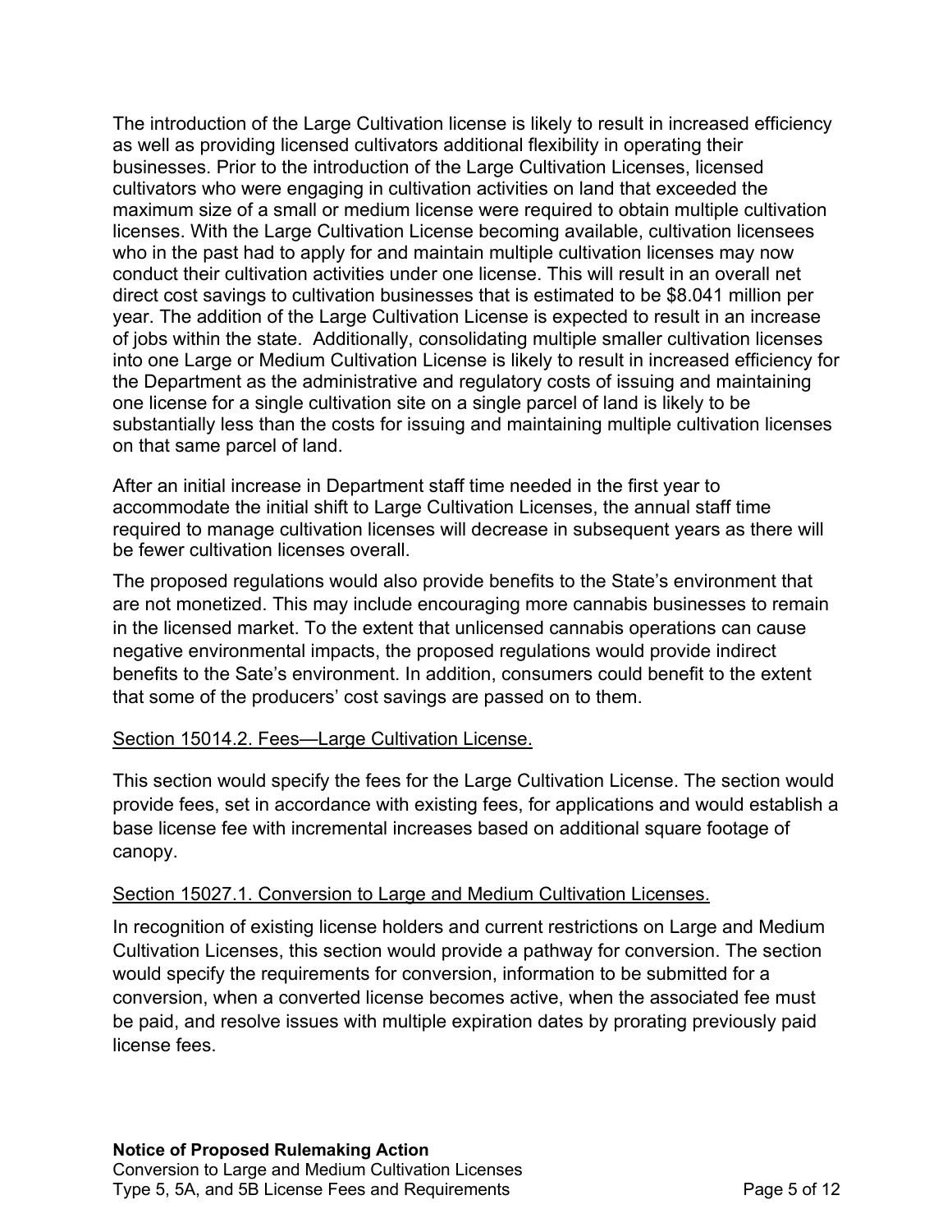The introduction of the Large Cultivation license is likely to result in increased efficiency as well as providing licensed cultivators additional flexibility in operating their businesses. Prior to the introduction of the Large Cultivation Licenses, licensed cultivators who were engaging in cultivation activities on land that exceeded the maximum size of a small or medium license were required to obtain multiple cultivation licenses. With the Large Cultivation License becoming available, cultivation licensees who in the past had to apply for and maintain multiple cultivation licenses may now conduct their cultivation activities under one license. This will result in an overall net direct cost savings to cultivation businesses that is estimated to be $8.041 million per year. The addition of the Large Cultivation License is expected to result in an increase of jobs within the state. Additionally, consolidating multiple smaller cultivation licenses into one Large or Medium Cultivation License is likely to result in increased efficiency for the Department as the administrative and regulatory costs of issuing and maintaining one license for a single cultivation site on a single parcel of land is likely to be substantially less than the costs for issuing and maintaining multiple cultivation licenses on that same parcel of land.

After an initial increase in Department staff time needed in the first year to accommodate the initial shift to Large Cultivation Licenses, the annual staff time required to manage cultivation licenses will decrease in subsequent years as there will be fewer cultivation licenses overall.

The proposed regulations would also provide benefits to the State's environment that are not monetized. This may include encouraging more cannabis businesses to remain in the licensed market. To the extent that unlicensed cannabis operations can cause negative environmental impacts, the proposed regulations would provide indirect benefits to the Sate's environment. In addition, consumers could benefit to the extent that some of the producers' cost savings are passed on to them.

<u>Section 15014.2. Fees—Large Cultivation License.</u>

This section would specify the fees for the Large Cultivation License. The section would provide fees, set in accordance with existing fees, for applications and would establish a base license fee with incremental increases based on additional square footage of canopy.

<u>Section 15027.1. Conversion to Large and Medium Cultivation Licenses.</u>

In recognition of existing license holders and current restrictions on Large and Medium Cultivation Licenses, this section would provide a pathway for conversion. The section would specify the requirements for conversion, information to be submitted for a conversion, when a converted license becomes active, when the associated fee must be paid, and resolve issues with multiple expiration dates by prorating previously paid license fees.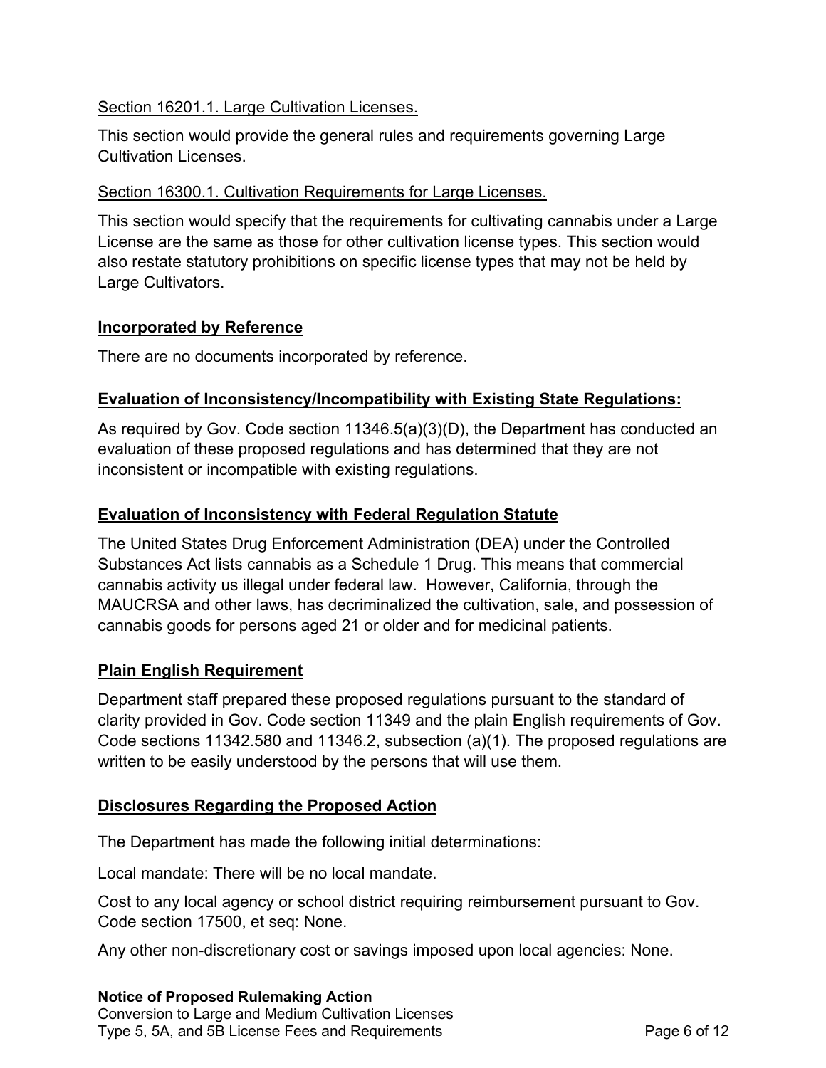Section 16201.1. Large Cultivation Licenses.

This section would provide the general rules and requirements governing Large Cultivation Licenses.

Section 16300.1. Cultivation Requirements for Large Licenses.

This section would specify that the requirements for cultivating cannabis under a Large License are the same as those for other cultivation license types. This section would also restate statutory prohibitions on specific license types that may not be held by Large Cultivators.

## Incorporated by Reference

There are no documents incorporated by reference.

## Evaluation of Inconsistency/Incompatibility with Existing State Regulations:

As required by Gov. Code section 11346.5(a)(3)(D), the Department has conducted an evaluation of these proposed regulations and has determined that they are not inconsistent or incompatible with existing regulations.

## Evaluation of Inconsistency with Federal Regulation Statute

The United States Drug Enforcement Administration (DEA) under the Controlled Substances Act lists cannabis as a Schedule 1 Drug. This means that commercial cannabis activity us illegal under federal law. However, California, through the MAUCRSA and other laws, has decriminalized the cultivation, sale, and possession of cannabis goods for persons aged 21 or older and for medicinal patients.

## Plain English Requirement

Department staff prepared these proposed regulations pursuant to the standard of clarity provided in Gov. Code section 11349 and the plain English requirements of Gov. Code sections 11342.580 and 11346.2, subsection (a)(1). The proposed regulations are written to be easily understood by the persons that will use them.

## Disclosures Regarding the Proposed Action

The Department has made the following initial determinations:

Local mandate: There will be no local mandate.

Cost to any local agency or school district requiring reimbursement pursuant to Gov. Code section 17500, et seq: None.

Any other non-discretionary cost or savings imposed upon local agencies: None.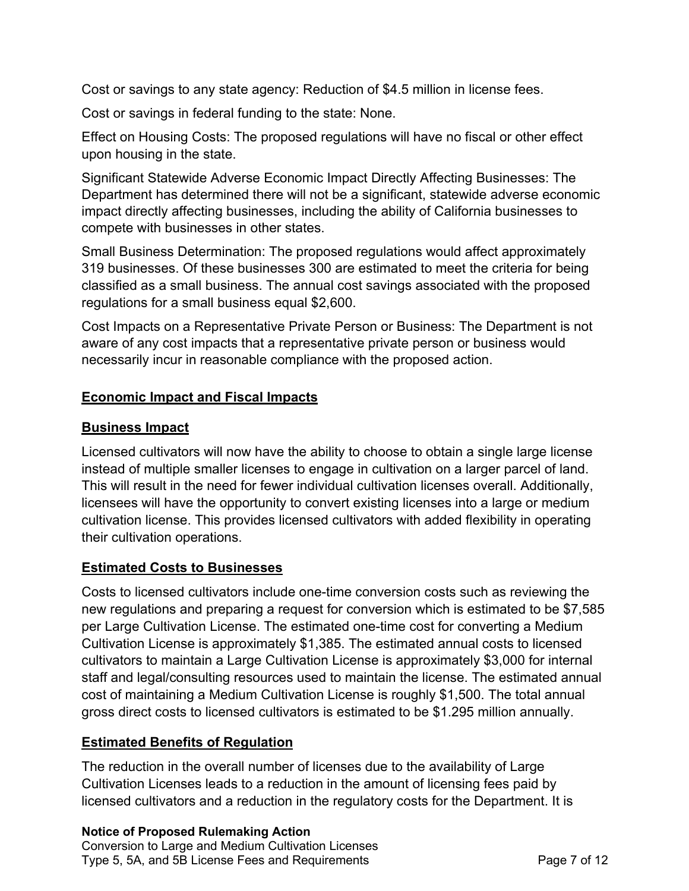Cost or savings to any state agency: Reduction of $4.5 million in license fees.

Cost or savings in federal funding to the state: None.

Effect on Housing Costs: The proposed regulations will have no fiscal or other effect upon housing in the state.

Significant Statewide Adverse Economic Impact Directly Affecting Businesses: The Department has determined there will not be a significant, statewide adverse economic impact directly affecting businesses, including the ability of California businesses to compete with businesses in other states.

Small Business Determination: The proposed regulations would affect approximately 319 businesses. Of these businesses 300 are estimated to meet the criteria for being classified as a small business. The annual cost savings associated with the proposed regulations for a small business equal $2,600.

Cost Impacts on a Representative Private Person or Business: The Department is not aware of any cost impacts that a representative private person or business would necessarily incur in reasonable compliance with the proposed action.

## Economic Impact and Fiscal Impacts

### Business Impact

Licensed cultivators will now have the ability to choose to obtain a single large license instead of multiple smaller licenses to engage in cultivation on a larger parcel of land. This will result in the need for fewer individual cultivation licenses overall. Additionally, licensees will have the opportunity to convert existing licenses into a large or medium cultivation license. This provides licensed cultivators with added flexibility in operating their cultivation operations.

### Estimated Costs to Businesses

Costs to licensed cultivators include one-time conversion costs such as reviewing the new regulations and preparing a request for conversion which is estimated to be $7,585 per Large Cultivation License. The estimated one-time cost for converting a Medium Cultivation License is approximately $1,385. The estimated annual costs to licensed cultivators to maintain a Large Cultivation License is approximately $3,000 for internal staff and legal/consulting resources used to maintain the license. The estimated annual cost of maintaining a Medium Cultivation License is roughly $1,500. The total annual gross direct costs to licensed cultivators is estimated to be $1.295 million annually.

### Estimated Benefits of Regulation

The reduction in the overall number of licenses due to the availability of Large Cultivation Licenses leads to a reduction in the amount of licensing fees paid by licensed cultivators and a reduction in the regulatory costs for the Department. It is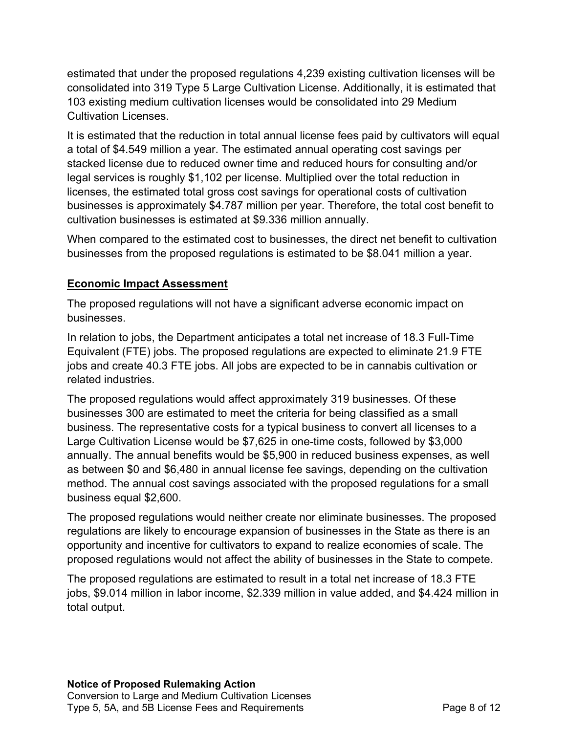estimated that under the proposed regulations 4,239 existing cultivation licenses will be consolidated into 319 Type 5 Large Cultivation License. Additionally, it is estimated that 103 existing medium cultivation licenses would be consolidated into 29 Medium Cultivation Licenses.

It is estimated that the reduction in total annual license fees paid by cultivators will equal a total of $4.549 million a year. The estimated annual operating cost savings per stacked license due to reduced owner time and reduced hours for consulting and/or legal services is roughly $1,102 per license. Multiplied over the total reduction in licenses, the estimated total gross cost savings for operational costs of cultivation businesses is approximately $4.787 million per year. Therefore, the total cost benefit to cultivation businesses is estimated at $9.336 million annually.

When compared to the estimated cost to businesses, the direct net benefit to cultivation businesses from the proposed regulations is estimated to be $8.041 million a year.

## Economic Impact Assessment

The proposed regulations will not have a significant adverse economic impact on businesses.

In relation to jobs, the Department anticipates a total net increase of 18.3 Full-Time Equivalent (FTE) jobs. The proposed regulations are expected to eliminate 21.9 FTE jobs and create 40.3 FTE jobs. All jobs are expected to be in cannabis cultivation or related industries.

The proposed regulations would affect approximately 319 businesses. Of these businesses 300 are estimated to meet the criteria for being classified as a small business. The representative costs for a typical business to convert all licenses to a Large Cultivation License would be $7,625 in one-time costs, followed by $3,000 annually. The annual benefits would be $5,900 in reduced business expenses, as well as between $0 and $6,480 in annual license fee savings, depending on the cultivation method. The annual cost savings associated with the proposed regulations for a small business equal $2,600.

The proposed regulations would neither create nor eliminate businesses. The proposed regulations are likely to encourage expansion of businesses in the State as there is an opportunity and incentive for cultivators to expand to realize economies of scale. The proposed regulations would not affect the ability of businesses in the State to compete.

The proposed regulations are estimated to result in a total net increase of 18.3 FTE jobs, $9.014 million in labor income, $2.339 million in value added, and $4.424 million in total output.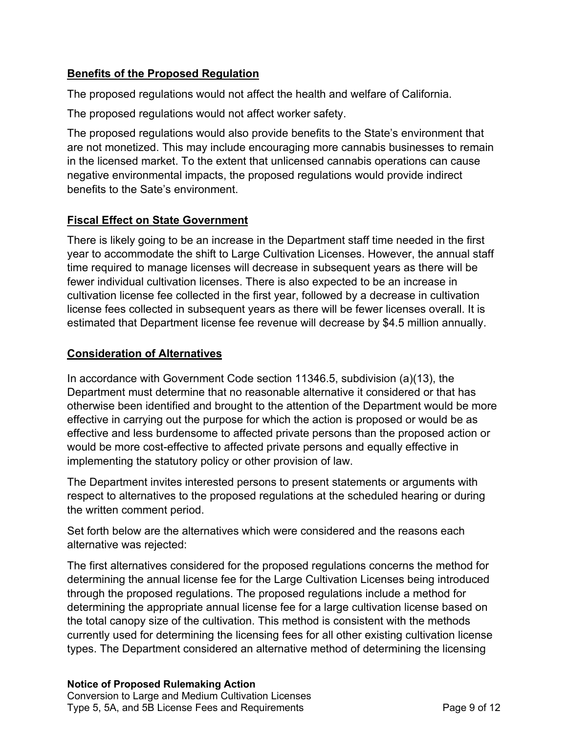**Benefits of the Proposed Regulation**

The proposed regulations would not affect the health and welfare of California.

The proposed regulations would not affect worker safety.

The proposed regulations would also provide benefits to the State's environment that are not monetized. This may include encouraging more cannabis businesses to remain in the licensed market. To the extent that unlicensed cannabis operations can cause negative environmental impacts, the proposed regulations would provide indirect benefits to the Sate's environment.

**Fiscal Effect on State Government**

There is likely going to be an increase in the Department staff time needed in the first year to accommodate the shift to Large Cultivation Licenses. However, the annual staff time required to manage licenses will decrease in subsequent years as there will be fewer individual cultivation licenses. There is also expected to be an increase in cultivation license fee collected in the first year, followed by a decrease in cultivation license fees collected in subsequent years as there will be fewer licenses overall. It is estimated that Department license fee revenue will decrease by $4.5 million annually.

**Consideration of Alternatives**

In accordance with Government Code section 11346.5, subdivision (a)(13), the Department must determine that no reasonable alternative it considered or that has otherwise been identified and brought to the attention of the Department would be more effective in carrying out the purpose for which the action is proposed or would be as effective and less burdensome to affected private persons than the proposed action or would be more cost-effective to affected private persons and equally effective in implementing the statutory policy or other provision of law.

The Department invites interested persons to present statements or arguments with respect to alternatives to the proposed regulations at the scheduled hearing or during the written comment period.

Set forth below are the alternatives which were considered and the reasons each alternative was rejected:

The first alternatives considered for the proposed regulations concerns the method for determining the annual license fee for the Large Cultivation Licenses being introduced through the proposed regulations. The proposed regulations include a method for determining the appropriate annual license fee for a large cultivation license based on the total canopy size of the cultivation. This method is consistent with the methods currently used for determining the licensing fees for all other existing cultivation license types. The Department considered an alternative method of determining the licensing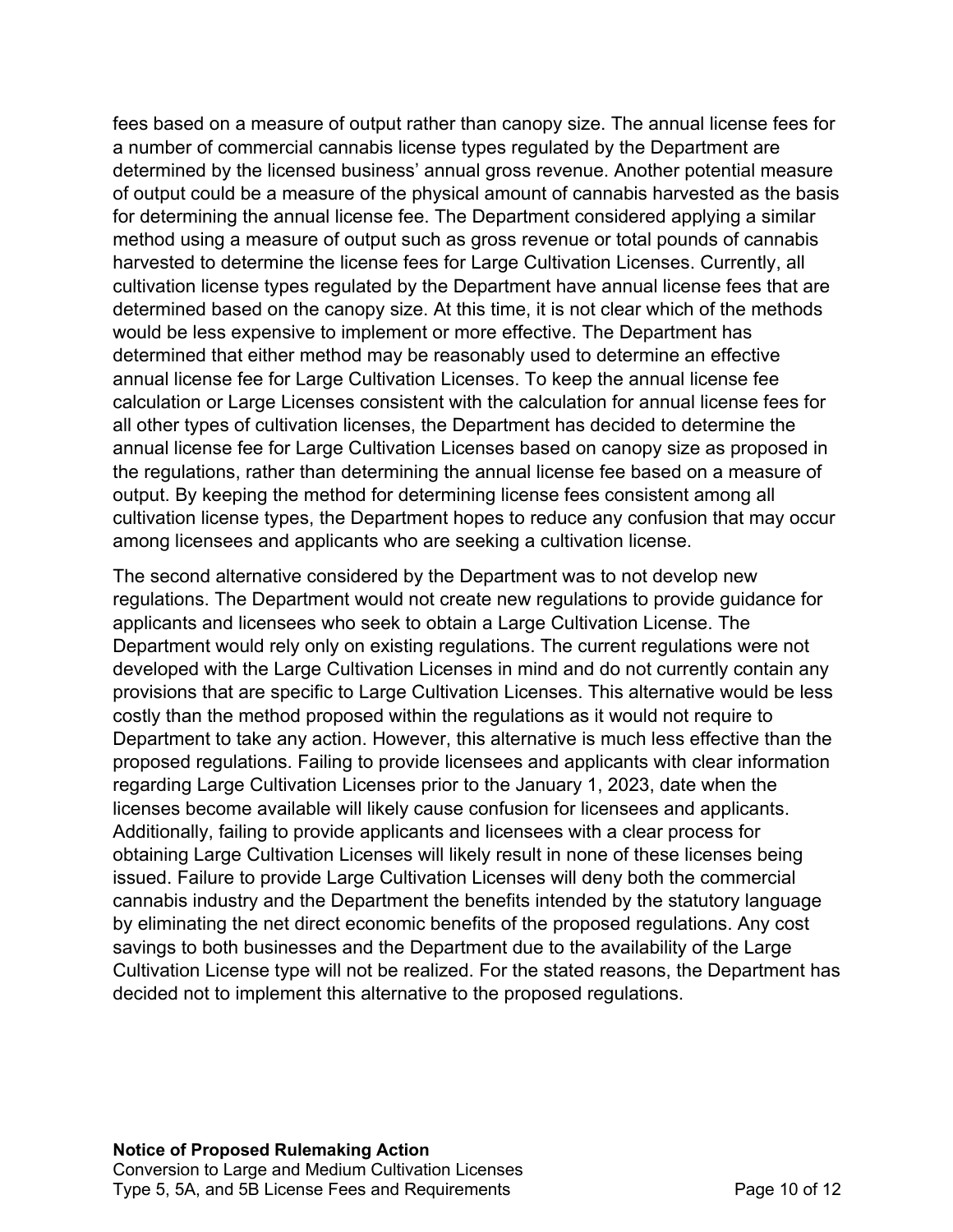fees based on a measure of output rather than canopy size. The annual license fees for a number of commercial cannabis license types regulated by the Department are determined by the licensed business' annual gross revenue. Another potential measure of output could be a measure of the physical amount of cannabis harvested as the basis for determining the annual license fee. The Department considered applying a similar method using a measure of output such as gross revenue or total pounds of cannabis harvested to determine the license fees for Large Cultivation Licenses. Currently, all cultivation license types regulated by the Department have annual license fees that are determined based on the canopy size. At this time, it is not clear which of the methods would be less expensive to implement or more effective. The Department has determined that either method may be reasonably used to determine an effective annual license fee for Large Cultivation Licenses. To keep the annual license fee calculation or Large Licenses consistent with the calculation for annual license fees for all other types of cultivation licenses, the Department has decided to determine the annual license fee for Large Cultivation Licenses based on canopy size as proposed in the regulations, rather than determining the annual license fee based on a measure of output. By keeping the method for determining license fees consistent among all cultivation license types, the Department hopes to reduce any confusion that may occur among licensees and applicants who are seeking a cultivation license.

The second alternative considered by the Department was to not develop new regulations. The Department would not create new regulations to provide guidance for applicants and licensees who seek to obtain a Large Cultivation License. The Department would rely only on existing regulations. The current regulations were not developed with the Large Cultivation Licenses in mind and do not currently contain any provisions that are specific to Large Cultivation Licenses. This alternative would be less costly than the method proposed within the regulations as it would not require to Department to take any action. However, this alternative is much less effective than the proposed regulations. Failing to provide licensees and applicants with clear information regarding Large Cultivation Licenses prior to the January 1, 2023, date when the licenses become available will likely cause confusion for licensees and applicants. Additionally, failing to provide applicants and licensees with a clear process for obtaining Large Cultivation Licenses will likely result in none of these licenses being issued. Failure to provide Large Cultivation Licenses will deny both the commercial cannabis industry and the Department the benefits intended by the statutory language by eliminating the net direct economic benefits of the proposed regulations. Any cost savings to both businesses and the Department due to the availability of the Large Cultivation License type will not be realized. For the stated reasons, the Department has decided not to implement this alternative to the proposed regulations.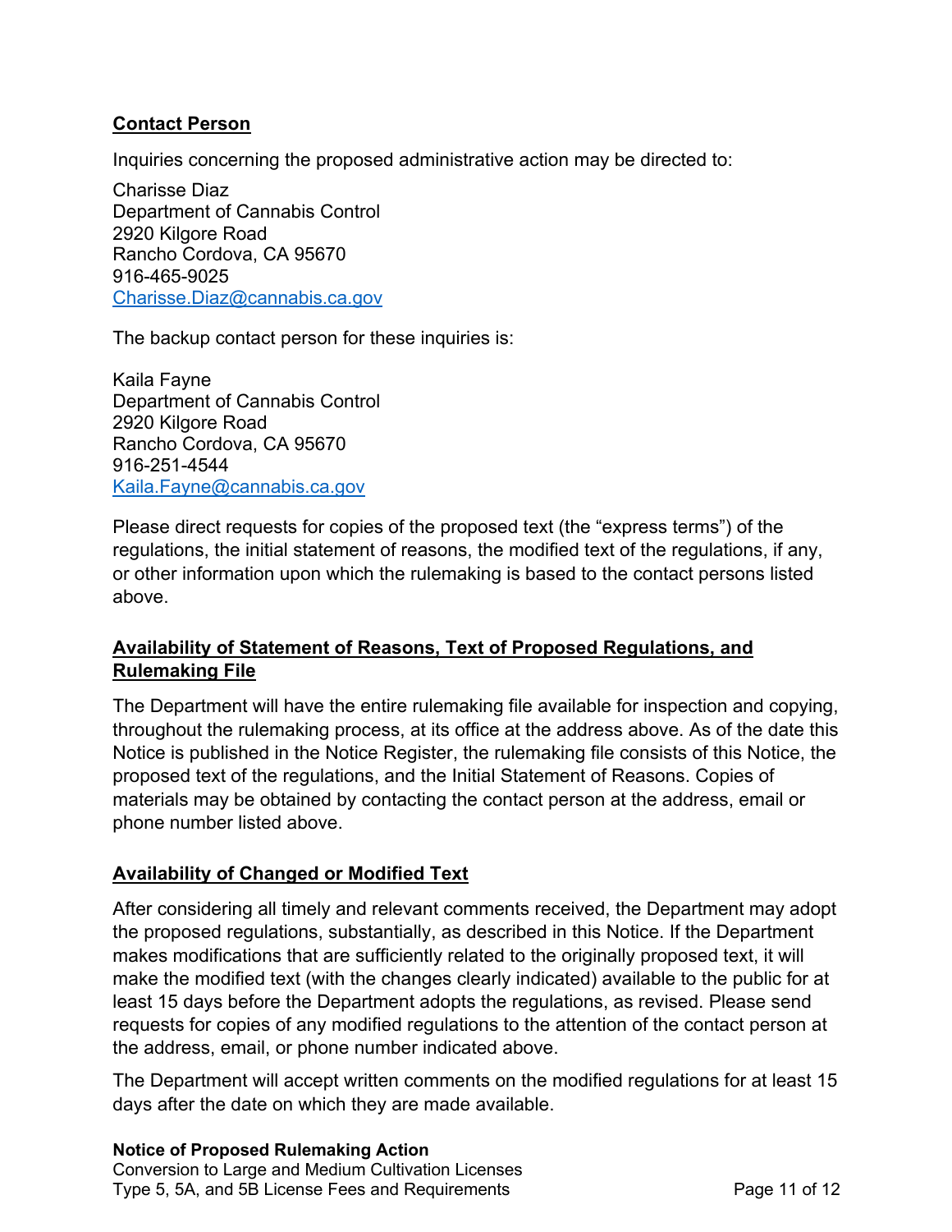**Contact Person**

Inquiries concerning the proposed administrative action may be directed to:

Charisse Diaz
Department of Cannabis Control
2920 Kilgore Road
Rancho Cordova, CA 95670
916-465-9025
Charisse.Diaz@cannabis.ca.gov

The backup contact person for these inquiries is:

Kaila Fayne
Department of Cannabis Control
2920 Kilgore Road
Rancho Cordova, CA 95670
916-251-4544
Kaila.Fayne@cannabis.ca.gov

Please direct requests for copies of the proposed text (the "express terms") of the regulations, the initial statement of reasons, the modified text of the regulations, if any, or other information upon which the rulemaking is based to the contact persons listed above.

**Availability of Statement of Reasons, Text of Proposed Regulations, and Rulemaking File**

The Department will have the entire rulemaking file available for inspection and copying, throughout the rulemaking process, at its office at the address above. As of the date this Notice is published in the Notice Register, the rulemaking file consists of this Notice, the proposed text of the regulations, and the Initial Statement of Reasons. Copies of materials may be obtained by contacting the contact person at the address, email or phone number listed above.

**Availability of Changed or Modified Text**

After considering all timely and relevant comments received, the Department may adopt the proposed regulations, substantially, as described in this Notice. If the Department makes modifications that are sufficiently related to the originally proposed text, it will make the modified text (with the changes clearly indicated) available to the public for at least 15 days before the Department adopts the regulations, as revised. Please send requests for copies of any modified regulations to the attention of the contact person at the address, email, or phone number indicated above.

The Department will accept written comments on the modified regulations for at least 15 days after the date on which they are made available.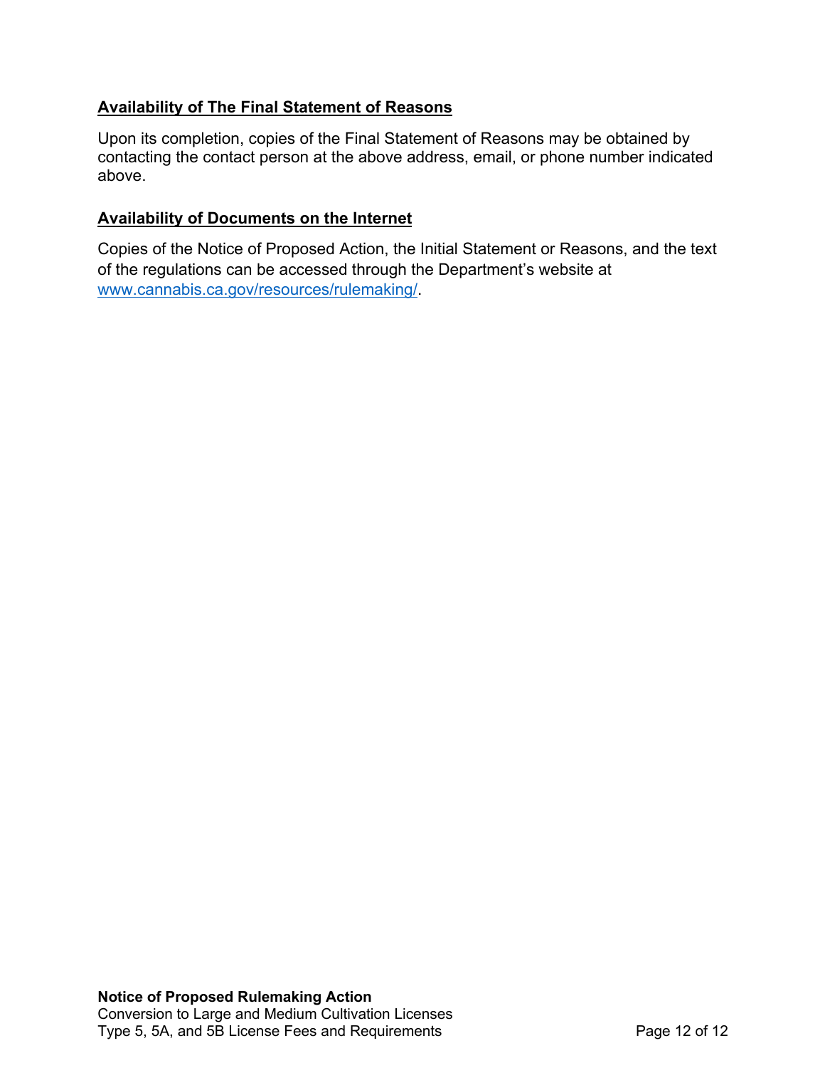**Availability of The Final Statement of Reasons**

Upon its completion, copies of the Final Statement of Reasons may be obtained by contacting the contact person at the above address, email, or phone number indicated above.

**Availability of Documents on the Internet**

Copies of the Notice of Proposed Action, the Initial Statement or Reasons, and the text of the regulations can be accessed through the Department's website at www.cannabis.ca.gov/resources/rulemaking/.